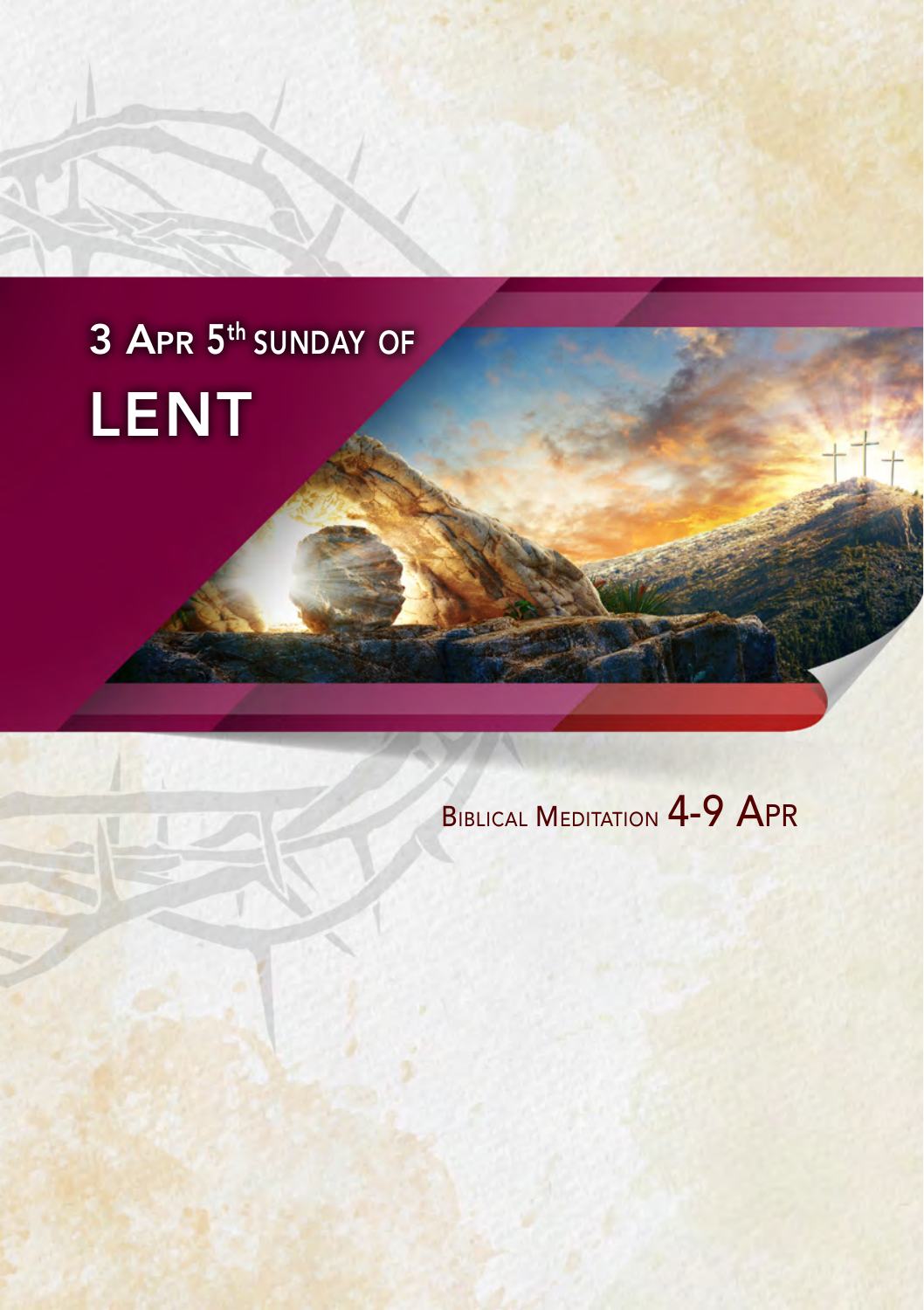# 3 Apr 5th Sunday of Lent

Biblical Meditation 4-9 Apr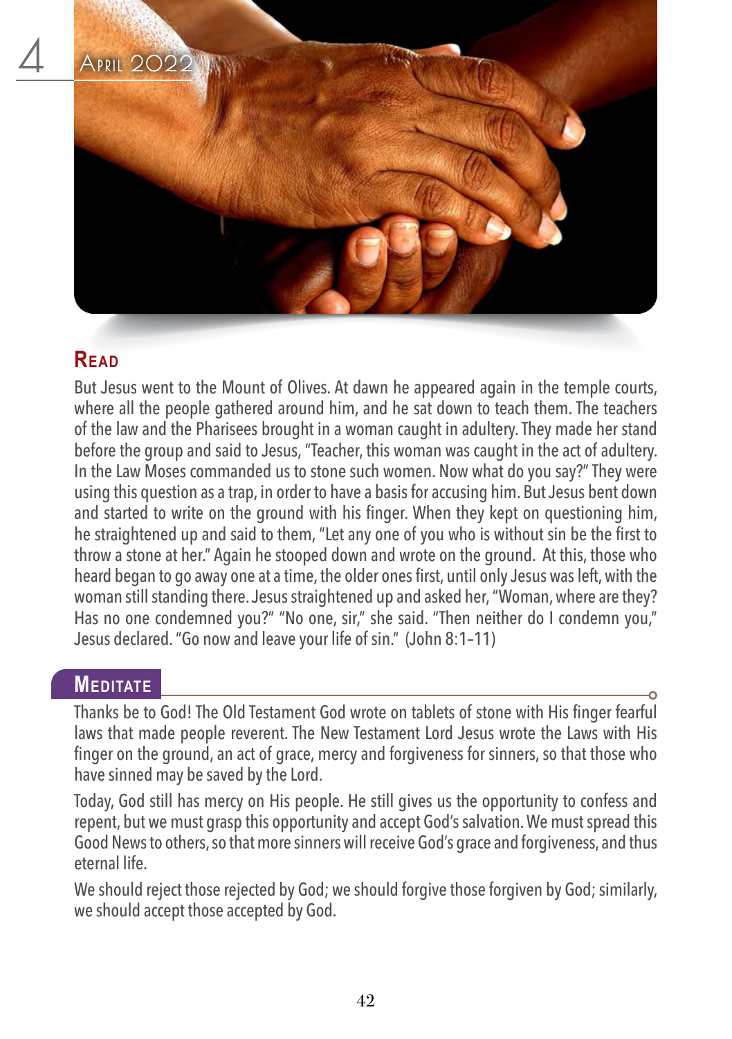4 April 2022

## Read

But Jesus went to the Mount of Olives. At dawn he appeared again in the temple courts, where all the people gathered around him, and he sat down to teach them. The teachers of the law and the Pharisees brought in a woman caught in adultery. They made her stand before the group and said to Jesus, "Teacher, this woman was caught in the act of adultery. In the Law Moses commanded us to stone such women. Now what do you say?" They were using this question as a trap, in order to have a basis for accusing him. But Jesus bent down and started to write on the ground with his finger. When they kept on questioning him, he straightened up and said to them, "Let any one of you who is without sin be the first to throw a stone at her." Again he stooped down and wrote on the ground. At this, those who heard began to go away one at a time, the older ones first, until only Jesus was left, with the woman still standing there. Jesus straightened up and asked her, "Woman, where are they? Has no one condemned you?" "No one, sir," she said. "Then neither do I condemn you," Jesus declared. "Go now and leave your life of sin." (John 8:1–11)

## Meditate

Thanks be to God! The Old Testament God wrote on tablets of stone with His finger fearful laws that made people reverent. The New Testament Lord Jesus wrote the Laws with His finger on the ground, an act of grace, mercy and forgiveness for sinners, so that those who have sinned may be saved by the Lord.

Today, God still has mercy on His people. He still gives us the opportunity to confess and repent, but we must grasp this opportunity and accept God's salvation. We must spread this Good News to others, so that more sinners will receive God's grace and forgiveness, and thus eternal life.

We should reject those rejected by God; we should forgive those forgiven by God; similarly, we should accept those accepted by God.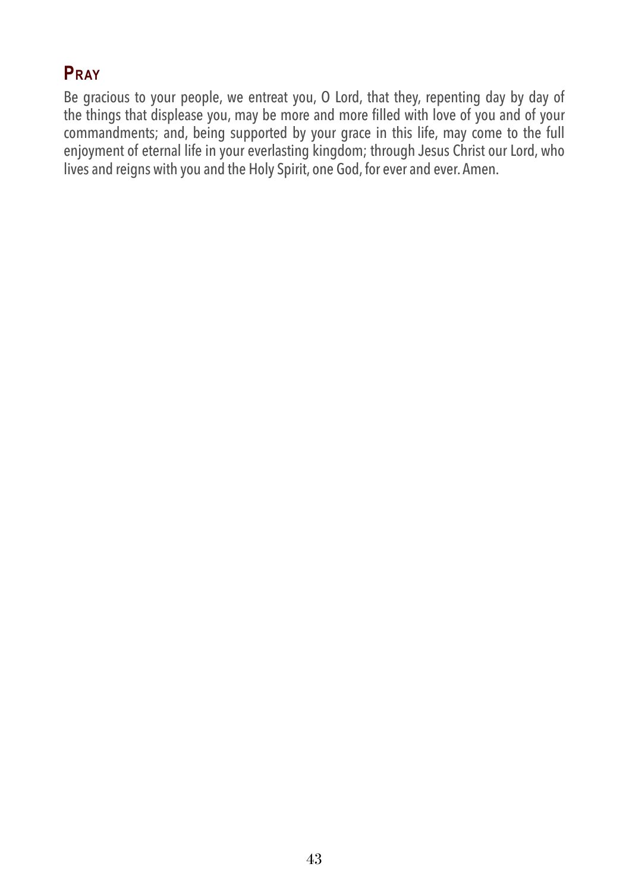## Pray

Be gracious to your people, we entreat you, O Lord, that they, repenting day by day of the things that displease you, may be more and more filled with love of you and of your commandments; and, being supported by your grace in this life, may come to the full enjoyment of eternal life in your everlasting kingdom; through Jesus Christ our Lord, who lives and reigns with you and the Holy Spirit, one God, for ever and ever. Amen.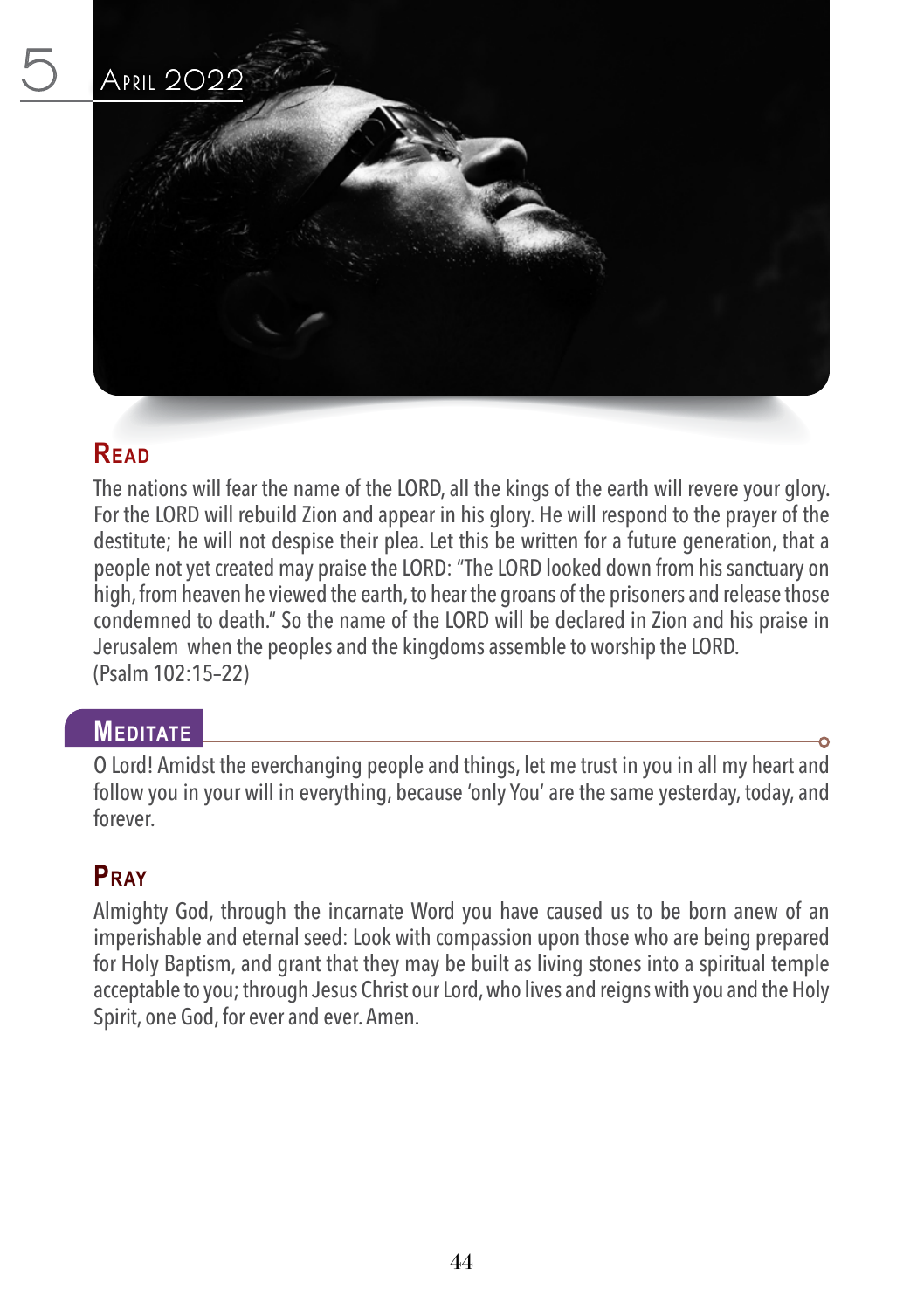# 5 April 2022

## Read

The nations will fear the name of the LORD, all the kings of the earth will revere your glory. For the LORD will rebuild Zion and appear in his glory. He will respond to the prayer of the destitute; he will not despise their plea. Let this be written for a future generation, that a people not yet created may praise the LORD: "The LORD looked down from his sanctuary on high, from heaven he viewed the earth, to hear the groans of the prisoners and release those condemned to death." So the name of the LORD will be declared in Zion and his praise in Jerusalem when the peoples and the kingdoms assemble to worship the LORD.
(Psalm 102:15–22)

## Meditate

O Lord! Amidst the everchanging people and things, let me trust in you in all my heart and follow you in your will in everything, because 'only You' are the same yesterday, today, and forever.

## Pray

Almighty God, through the incarnate Word you have caused us to be born anew of an imperishable and eternal seed: Look with compassion upon those who are being prepared for Holy Baptism, and grant that they may be built as living stones into a spiritual temple acceptable to you; through Jesus Christ our Lord, who lives and reigns with you and the Holy Spirit, one God, for ever and ever. Amen.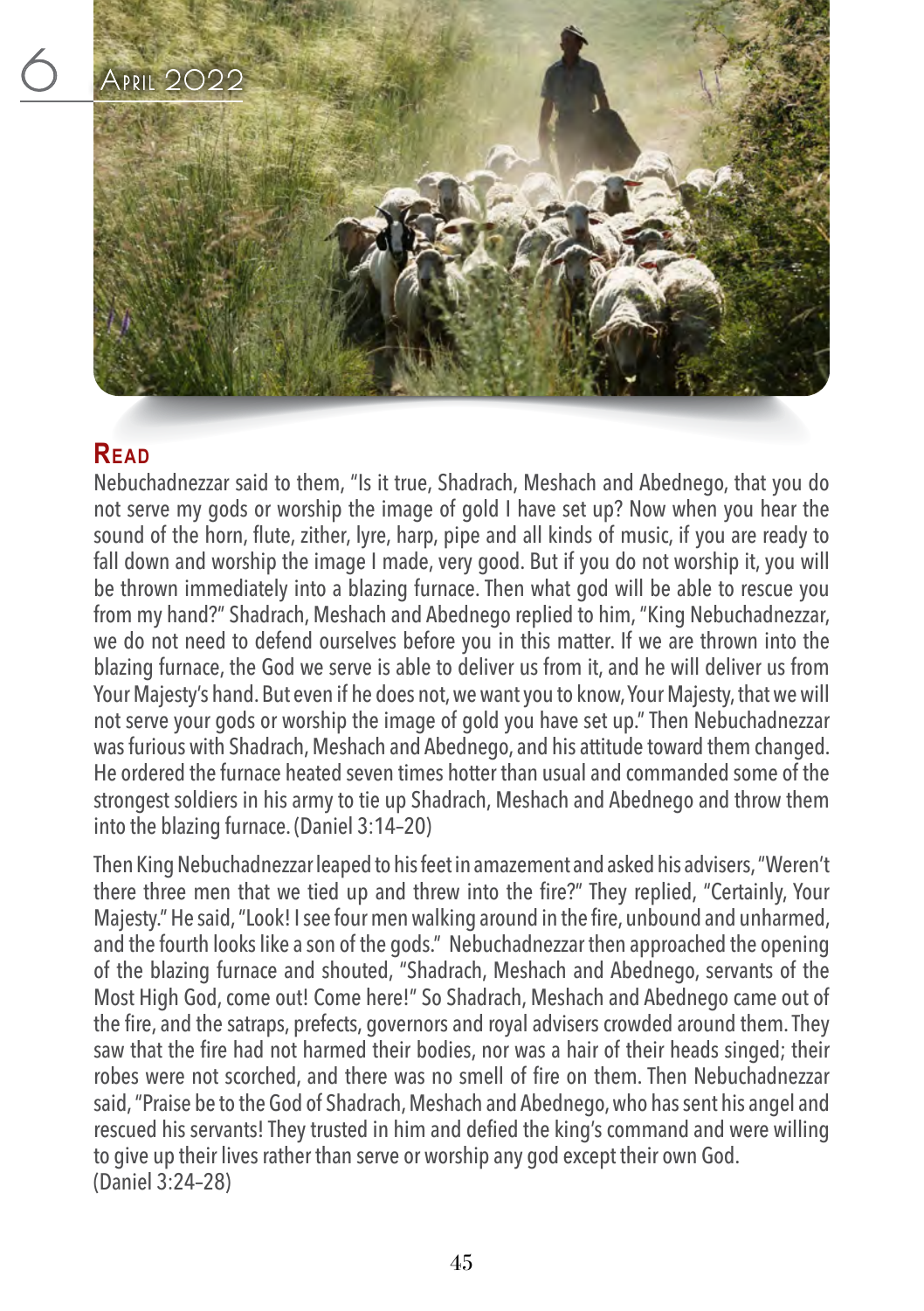6 April 2022

## Read

Nebuchadnezzar said to them, "Is it true, Shadrach, Meshach and Abednego, that you do not serve my gods or worship the image of gold I have set up? Now when you hear the sound of the horn, flute, zither, lyre, harp, pipe and all kinds of music, if you are ready to fall down and worship the image I made, very good. But if you do not worship it, you will be thrown immediately into a blazing furnace. Then what god will be able to rescue you from my hand?" Shadrach, Meshach and Abednego replied to him, "King Nebuchadnezzar, we do not need to defend ourselves before you in this matter. If we are thrown into the blazing furnace, the God we serve is able to deliver us from it, and he will deliver us from Your Majesty's hand. But even if he does not, we want you to know, Your Majesty, that we will not serve your gods or worship the image of gold you have set up." Then Nebuchadnezzar was furious with Shadrach, Meshach and Abednego, and his attitude toward them changed. He ordered the furnace heated seven times hotter than usual and commanded some of the strongest soldiers in his army to tie up Shadrach, Meshach and Abednego and throw them into the blazing furnace. (Daniel 3:14–20)

Then King Nebuchadnezzar leaped to his feet in amazement and asked his advisers, "Weren't there three men that we tied up and threw into the fire?" They replied, "Certainly, Your Majesty." He said, "Look! I see four men walking around in the fire, unbound and unharmed, and the fourth looks like a son of the gods." Nebuchadnezzar then approached the opening of the blazing furnace and shouted, "Shadrach, Meshach and Abednego, servants of the Most High God, come out! Come here!" So Shadrach, Meshach and Abednego came out of the fire, and the satraps, prefects, governors and royal advisers crowded around them. They saw that the fire had not harmed their bodies, nor was a hair of their heads singed; their robes were not scorched, and there was no smell of fire on them. Then Nebuchadnezzar said, "Praise be to the God of Shadrach, Meshach and Abednego, who has sent his angel and rescued his servants! They trusted in him and defied the king's command and were willing to give up their lives rather than serve or worship any god except their own God. (Daniel 3:24–28)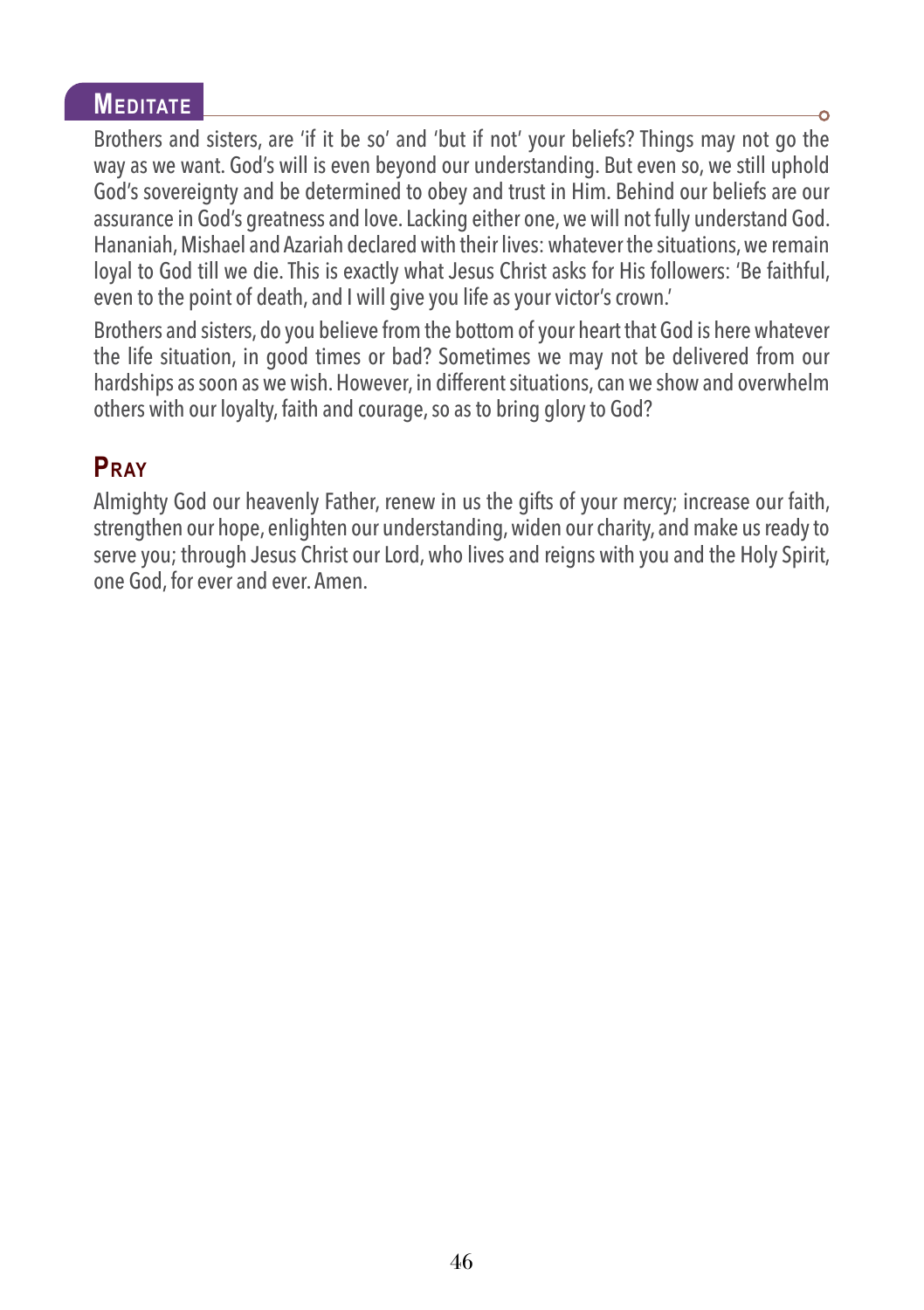## Meditate

Brothers and sisters, are 'if it be so' and 'but if not' your beliefs? Things may not go the way as we want. God's will is even beyond our understanding. But even so, we still uphold God's sovereignty and be determined to obey and trust in Him. Behind our beliefs are our assurance in God's greatness and love. Lacking either one, we will not fully understand God. Hananiah, Mishael and Azariah declared with their lives: whatever the situations, we remain loyal to God till we die. This is exactly what Jesus Christ asks for His followers: 'Be faithful, even to the point of death, and I will give you life as your victor's crown.'

Brothers and sisters, do you believe from the bottom of your heart that God is here whatever the life situation, in good times or bad? Sometimes we may not be delivered from our hardships as soon as we wish. However, in different situations, can we show and overwhelm others with our loyalty, faith and courage, so as to bring glory to God?

## Pray

Almighty God our heavenly Father, renew in us the gifts of your mercy; increase our faith, strengthen our hope, enlighten our understanding, widen our charity, and make us ready to serve you; through Jesus Christ our Lord, who lives and reigns with you and the Holy Spirit, one God, for ever and ever. Amen.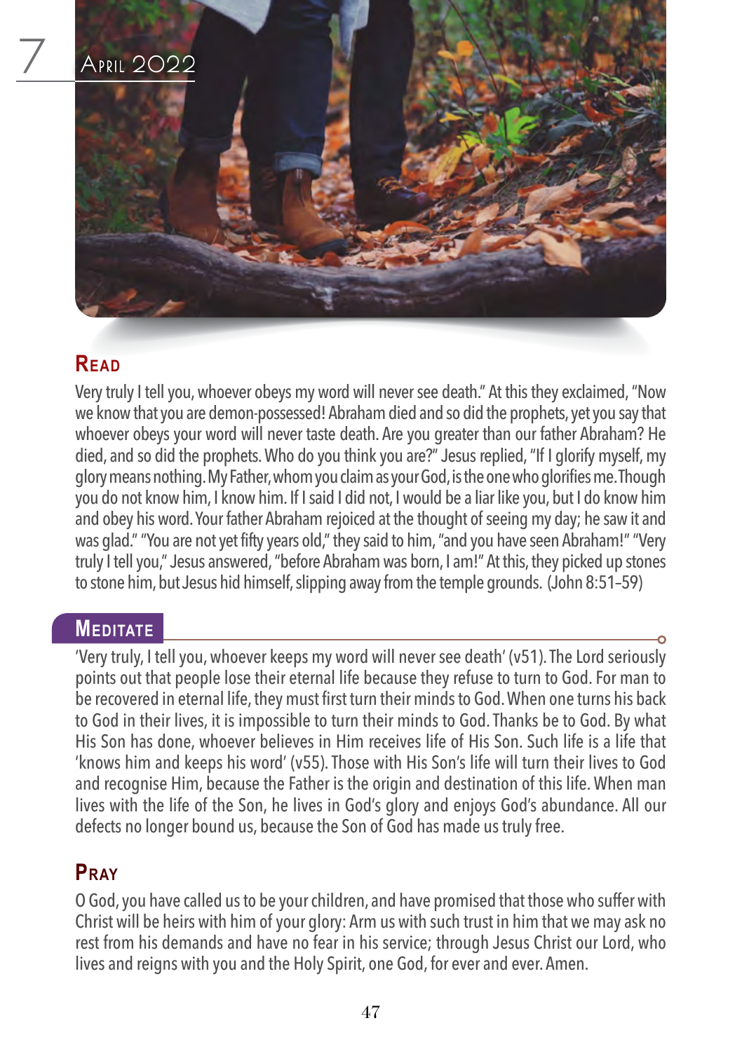# 7 April 2022

## Read

Very truly I tell you, whoever obeys my word will never see death." At this they exclaimed, "Now we know that you are demon-possessed! Abraham died and so did the prophets, yet you say that whoever obeys your word will never taste death. Are you greater than our father Abraham? He died, and so did the prophets. Who do you think you are?" Jesus replied, "If I glorify myself, my glory means nothing. My Father, whom you claim as your God, is the one who glorifies me. Though you do not know him, I know him. If I said I did not, I would be a liar like you, but I do know him and obey his word. Your father Abraham rejoiced at the thought of seeing my day; he saw it and was glad." "You are not yet fifty years old," they said to him, "and you have seen Abraham!" "Very truly I tell you," Jesus answered, "before Abraham was born, I am!" At this, they picked up stones to stone him, but Jesus hid himself, slipping away from the temple grounds. (John 8:51–59)

## Meditate

'Very truly, I tell you, whoever keeps my word will never see death' (v51). The Lord seriously points out that people lose their eternal life because they refuse to turn to God. For man to be recovered in eternal life, they must first turn their minds to God. When one turns his back to God in their lives, it is impossible to turn their minds to God. Thanks be to God. By what His Son has done, whoever believes in Him receives life of His Son. Such life is a life that 'knows him and keeps his word' (v55). Those with His Son's life will turn their lives to God and recognise Him, because the Father is the origin and destination of this life. When man lives with the life of the Son, he lives in God's glory and enjoys God's abundance. All our defects no longer bound us, because the Son of God has made us truly free.

## Pray

O God, you have called us to be your children, and have promised that those who suffer with Christ will be heirs with him of your glory: Arm us with such trust in him that we may ask no rest from his demands and have no fear in his service; through Jesus Christ our Lord, who lives and reigns with you and the Holy Spirit, one God, for ever and ever. Amen.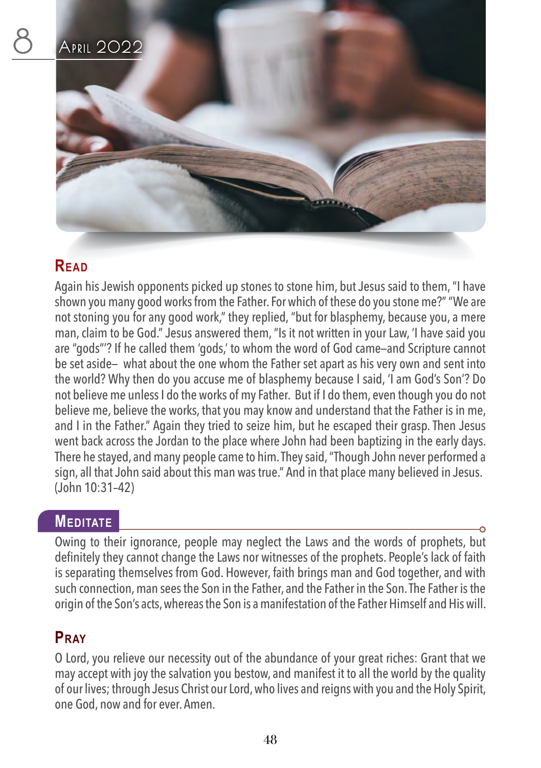# 8 April 2022

## Read

Again his Jewish opponents picked up stones to stone him, but Jesus said to them, "I have shown you many good works from the Father. For which of these do you stone me?" "We are not stoning you for any good work," they replied, "but for blasphemy, because you, a mere man, claim to be God." Jesus answered them, "Is it not written in your Law, 'I have said you are "gods"'? If he called them 'gods,' to whom the word of God came—and Scripture cannot be set aside— what about the one whom the Father set apart as his very own and sent into the world? Why then do you accuse me of blasphemy because I said, 'I am God's Son'? Do not believe me unless I do the works of my Father. But if I do them, even though you do not believe me, believe the works, that you may know and understand that the Father is in me, and I in the Father." Again they tried to seize him, but he escaped their grasp. Then Jesus went back across the Jordan to the place where John had been baptizing in the early days. There he stayed, and many people came to him. They said, "Though John never performed a sign, all that John said about this man was true." And in that place many believed in Jesus. (John 10:31–42)

## Meditate

Owing to their ignorance, people may neglect the Laws and the words of prophets, but definitely they cannot change the Laws nor witnesses of the prophets. People's lack of faith is separating themselves from God. However, faith brings man and God together, and with such connection, man sees the Son in the Father, and the Father in the Son. The Father is the origin of the Son's acts, whereas the Son is a manifestation of the Father Himself and His will.

## Pray

O Lord, you relieve our necessity out of the abundance of your great riches: Grant that we may accept with joy the salvation you bestow, and manifest it to all the world by the quality of our lives; through Jesus Christ our Lord, who lives and reigns with you and the Holy Spirit, one God, now and for ever. Amen.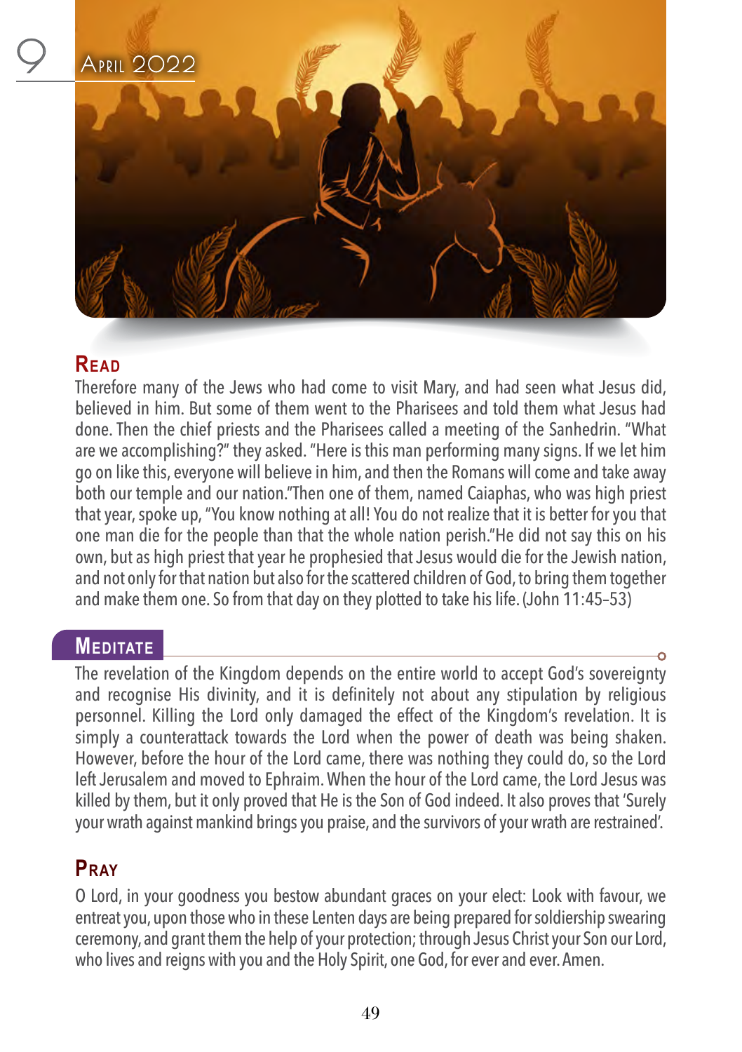9 April 2022

## Read

Therefore many of the Jews who had come to visit Mary, and had seen what Jesus did, believed in him. But some of them went to the Pharisees and told them what Jesus had done. Then the chief priests and the Pharisees called a meeting of the Sanhedrin. "What are we accomplishing?" they asked. "Here is this man performing many signs. If we let him go on like this, everyone will believe in him, and then the Romans will come and take away both our temple and our nation."Then one of them, named Caiaphas, who was high priest that year, spoke up, "You know nothing at all! You do not realize that it is better for you that one man die for the people than that the whole nation perish."He did not say this on his own, but as high priest that year he prophesied that Jesus would die for the Jewish nation, and not only for that nation but also for the scattered children of God, to bring them together and make them one. So from that day on they plotted to take his life. (John 11:45–53)

## Meditate

The revelation of the Kingdom depends on the entire world to accept God's sovereignty and recognise His divinity, and it is definitely not about any stipulation by religious personnel. Killing the Lord only damaged the effect of the Kingdom's revelation. It is simply a counterattack towards the Lord when the power of death was being shaken. However, before the hour of the Lord came, there was nothing they could do, so the Lord left Jerusalem and moved to Ephraim. When the hour of the Lord came, the Lord Jesus was killed by them, but it only proved that He is the Son of God indeed. It also proves that 'Surely your wrath against mankind brings you praise, and the survivors of your wrath are restrained'.

## Pray

O Lord, in your goodness you bestow abundant graces on your elect: Look with favour, we entreat you, upon those who in these Lenten days are being prepared for soldiership swearing ceremony, and grant them the help of your protection; through Jesus Christ your Son our Lord, who lives and reigns with you and the Holy Spirit, one God, for ever and ever. Amen.